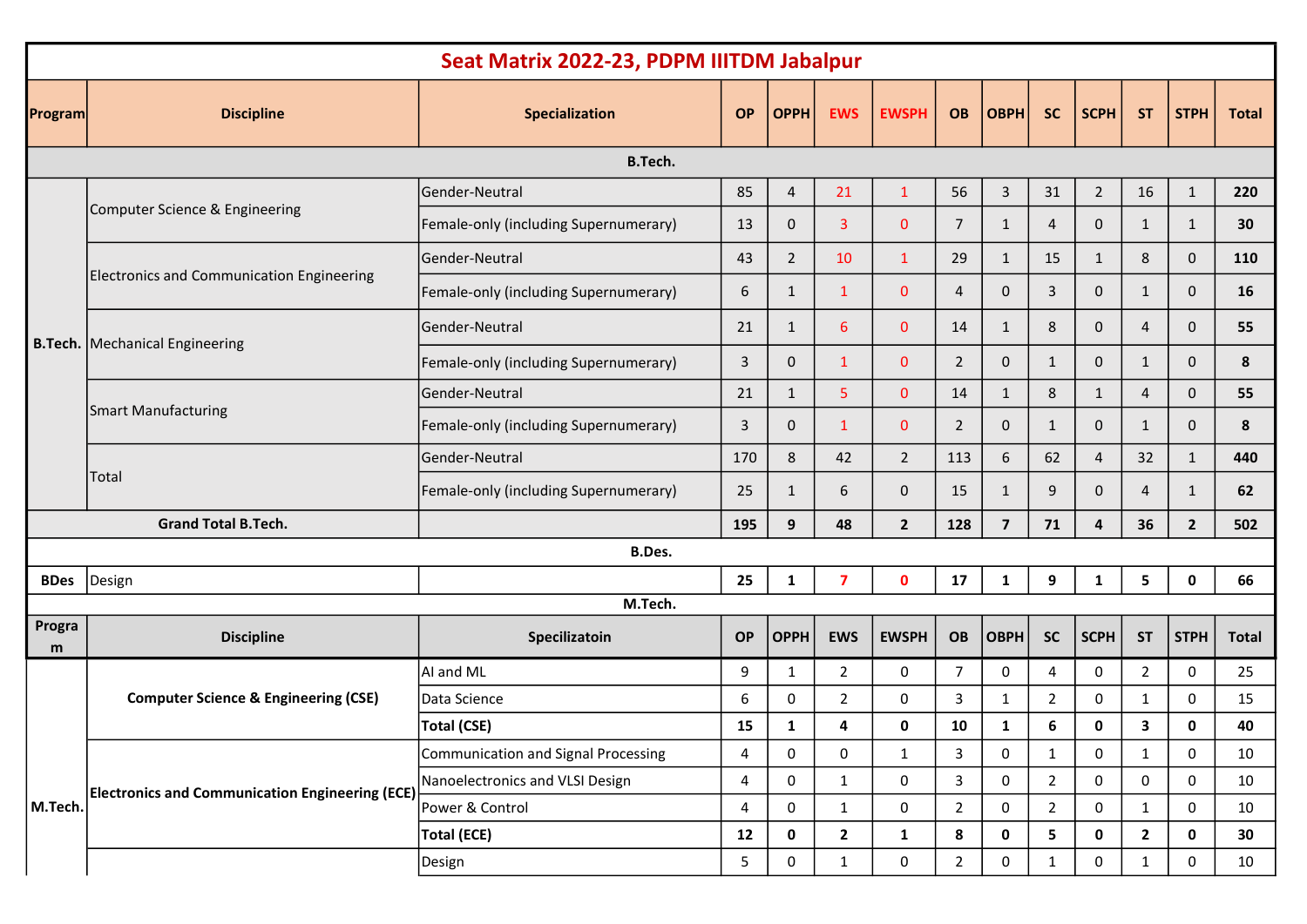# Seat Matrix 2022-23, PDPM IIITDM Jabalpur

| Program | Discipline | Specialization | OP | OPPH | EWS | EWSPH | OB | OBPH | SC | SCPH | ST | STPH | Total |
|---|---|---|---|---|---|---|---|---|---|---|---|---|---|
| **B.Tech.** | | | | | | | | | | | | | |
| B.Tech. | Computer Science & Engineering | Gender-Neutral | 85 | 4 | 21 | 1 | 56 | 3 | 31 | 2 | 16 | 1 | **220** |
| | | Female-only (including Supernumerary) | 13 | 0 | 3 | 0 | 7 | 1 | 4 | 0 | 1 | 1 | **30** |
| | Electronics and Communication Engineering | Gender-Neutral | 43 | 2 | 10 | 1 | 29 | 1 | 15 | 1 | 8 | 0 | **110** |
| | | Female-only (including Supernumerary) | 6 | 1 | 1 | 0 | 4 | 0 | 3 | 0 | 1 | 0 | **16** |
| | Mechanical Engineering | Gender-Neutral | 21 | 1 | 6 | 0 | 14 | 1 | 8 | 0 | 4 | 0 | **55** |
| | | Female-only (including Supernumerary) | 3 | 0 | 1 | 0 | 2 | 0 | 1 | 0 | 1 | 0 | **8** |
| | Smart Manufacturing | Gender-Neutral | 21 | 1 | 5 | 0 | 14 | 1 | 8 | 1 | 4 | 0 | **55** |
| | | Female-only (including Supernumerary) | 3 | 0 | 1 | 0 | 2 | 0 | 1 | 0 | 1 | 0 | **8** |
| | Total | Gender-Neutral | 170 | 8 | 42 | 2 | 113 | 6 | 62 | 4 | 32 | 1 | **440** |
| | | Female-only (including Supernumerary) | 25 | 1 | 6 | 0 | 15 | 1 | 9 | 0 | 4 | 1 | **62** |
| **Grand Total B.Tech.** | | | **195** | **9** | **48** | **2** | **128** | **7** | **71** | **4** | **36** | **2** | **502** |
| **B.Des.** | | | | | | | | | | | | | |
| **BDes** | Design | | **25** | **1** | **7** | **0** | **17** | **1** | **9** | **1** | **5** | **0** | **66** |

**M.Tech.**

| Program | Discipline | Specilizatoin | OP | OPPH | EWS | EWSPH | OB | OBPH | SC | SCPH | ST | STPH | Total |
|---|---|---|---|---|---|---|---|---|---|---|---|---|---|
| M.Tech. | **Computer Science & Engineering (CSE)** | AI and ML | 9 | 1 | 2 | 0 | 7 | 0 | 4 | 0 | 2 | 0 | 25 |
| | | Data Science | 6 | 0 | 2 | 0 | 3 | 1 | 2 | 0 | 1 | 0 | 15 |
| | | **Total (CSE)** | **15** | **1** | **4** | **0** | **10** | **1** | **6** | **0** | **3** | **0** | **40** |
| | **Electronics and Communication Engineering (ECE)** | Communication and Signal Processing | 4 | 0 | 0 | 1 | 3 | 0 | 1 | 0 | 1 | 0 | 10 |
| | | Nanoelectronics and VLSI Design | 4 | 0 | 1 | 0 | 3 | 0 | 2 | 0 | 0 | 0 | 10 |
| | | Power & Control | 4 | 0 | 1 | 0 | 2 | 0 | 2 | 0 | 1 | 0 | 10 |
| | | **Total (ECE)** | **12** | **0** | **2** | **1** | **8** | **0** | **5** | **0** | **2** | **0** | **30** |
| | | Design | 5 | 0 | 1 | 0 | 2 | 0 | 1 | 0 | 1 | 0 | 10 |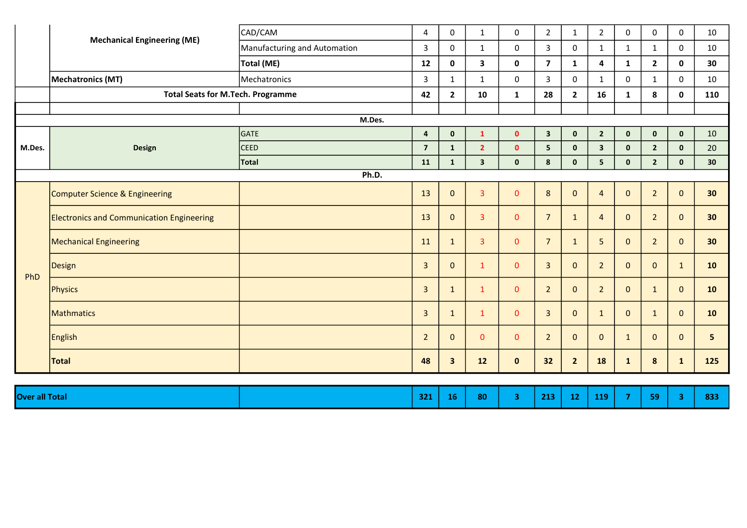| | | | | | | | | | | | | |
|---|---|---|---|---|---|---|---|---|---|---|---|---|
| | **Mechanical Engineering (ME)** | CAD/CAM | 4 | 0 | 1 | 0 | 2 | 1 | 2 | 0 | 0 | 0 | 10 |
| | | Manufacturing and Automation | 3 | 0 | 1 | 0 | 3 | 0 | 1 | 1 | 1 | 0 | 10 |
| | | **Total (ME)** | **12** | **0** | **3** | **0** | **7** | **1** | **4** | **1** | **2** | **0** | **30** |
| | **Mechatronics (MT)** | Mechatronics | 3 | 1 | 1 | 0 | 3 | 0 | 1 | 0 | 1 | 0 | 10 |
| | **Total Seats for M.Tech. Programme** | | **42** | **2** | **10** | **1** | **28** | **2** | **16** | **1** | **8** | **0** | **110** |
| | | | | | | | | | | | | | |
| **M.Des.** | | | | | | | | | | | | | |
| **M.Des.** | **Design** | GATE | **4** | **0** | **1** | **0** | **3** | **0** | **2** | **0** | **0** | **0** | 10 |
| | | CEED | **7** | **1** | **2** | **0** | **5** | **0** | **3** | **0** | **2** | **0** | 20 |
| | | **Total** | **11** | **1** | **3** | **0** | **8** | **0** | **5** | **0** | **2** | **0** | **30** |
| **Ph.D.** | | | | | | | | | | | | | |
| PhD | Computer Science & Engineering | | 13 | 0 | 3 | 0 | 8 | 0 | 4 | 0 | 2 | 0 | **30** |
| | Electronics and Communication Engineering | | 13 | 0 | 3 | 0 | 7 | 1 | 4 | 0 | 2 | 0 | **30** |
| | Mechanical Engineering | | 11 | 1 | 3 | 0 | 7 | 1 | 5 | 0 | 2 | 0 | **30** |
| | Design | | 3 | 0 | 1 | 0 | 3 | 0 | 2 | 0 | 0 | 1 | **10** |
| | Physics | | 3 | 1 | 1 | 0 | 2 | 0 | 2 | 0 | 1 | 0 | **10** |
| | Mathmatics | | 3 | 1 | 1 | 0 | 3 | 0 | 1 | 0 | 1 | 0 | **10** |
| | English | | 2 | 0 | 0 | 0 | 2 | 0 | 0 | 1 | 0 | 0 | **5** |
| | **Total** | | **48** | **3** | **12** | **0** | **32** | **2** | **18** | **1** | **8** | **1** | **125** |
| **Over all Total** | | | **321** | **16** | **80** | **3** | **213** | **12** | **119** | **7** | **59** | **3** | **833** |